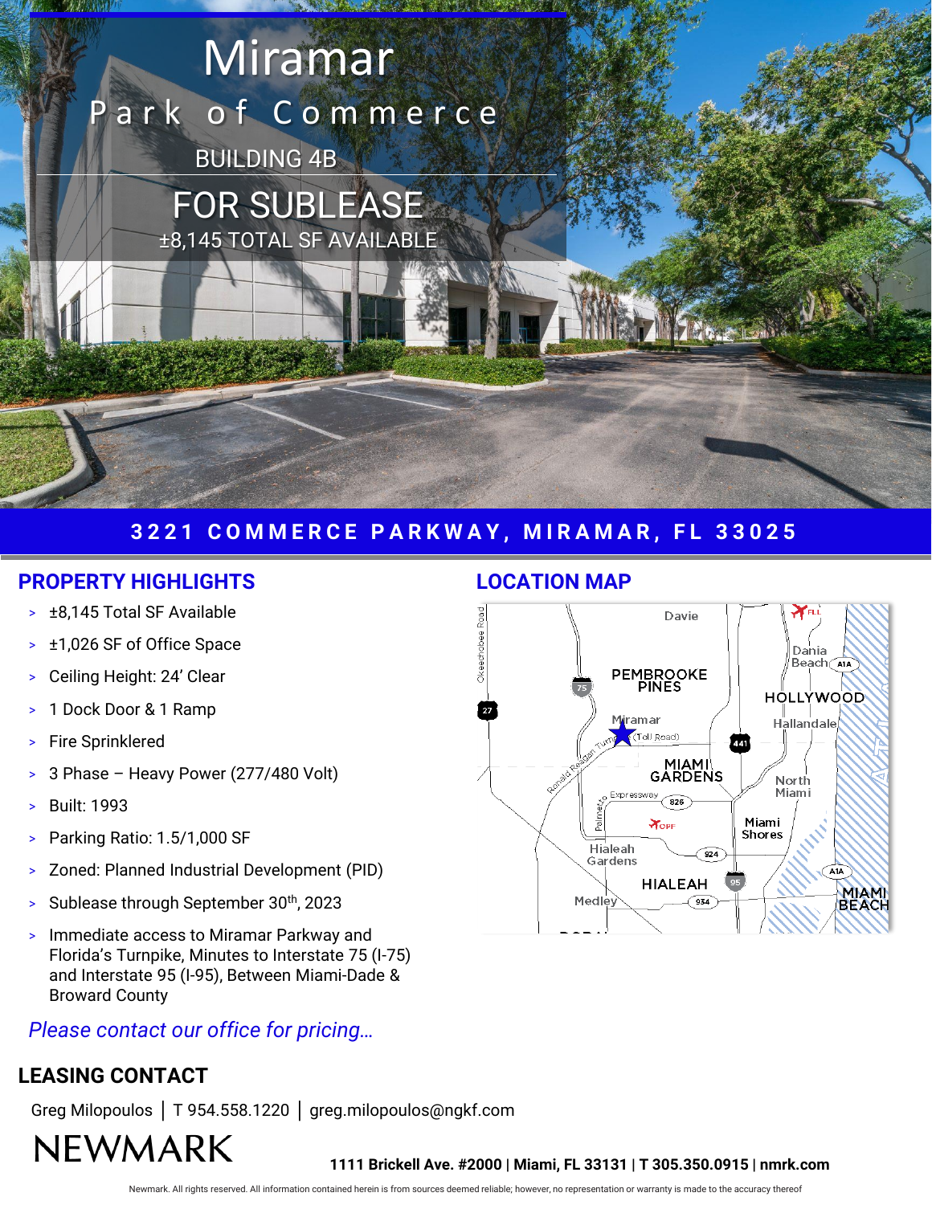# Miramar Park of Commerce

## BUILDING 4B

## FOR SUBLEASE

±8,145 TOTAL SF AVAILABLE

**3221 COMMERCE PARKWAY, MIRAMAR, FL 33025**

## PROPERTY HIGHLIGHTS

- ±8,145 Total SF Available
- ±1,026 SF of Office Space
- Ceiling Height: 24' Clear
- 1 Dock Door & 1 Ramp
- Fire Sprinklered
- 3 Phase – Heavy Power (277/480 Volt)
- Built: 1993
- Parking Ratio: 1.5/1,000 SF
- Zoned: Planned Industrial Development (PID)
- Sublease through September 30th, 2023
- Immediate access to Miramar Parkway and Florida's Turnpike, Minutes to Interstate 75 (I-75) and Interstate 95 (I-95), Between Miami-Dade & Broward County

*Please contact our office for pricing…*

## LOCATION MAP

Davie, Pembrooke Pines, Miramar, Miami Gardens, Hollywood, Dania Beach, Hallandale, North Miami, Miami Shores, Hialeah Gardens, Hialeah, Medley, Miami Beach

## LEASING CONTACT

Greg Milopoulos | T 954.558.1220 | greg.milopoulos@ngkf.com

NEWMARK

**1111 Brickell Ave. #2000 | Miami, FL 33131 | T 305.350.0915 | nmrk.com**

Newmark. All rights reserved. All information contained herein is from sources deemed reliable; however, no representation or warranty is made to the accuracy thereof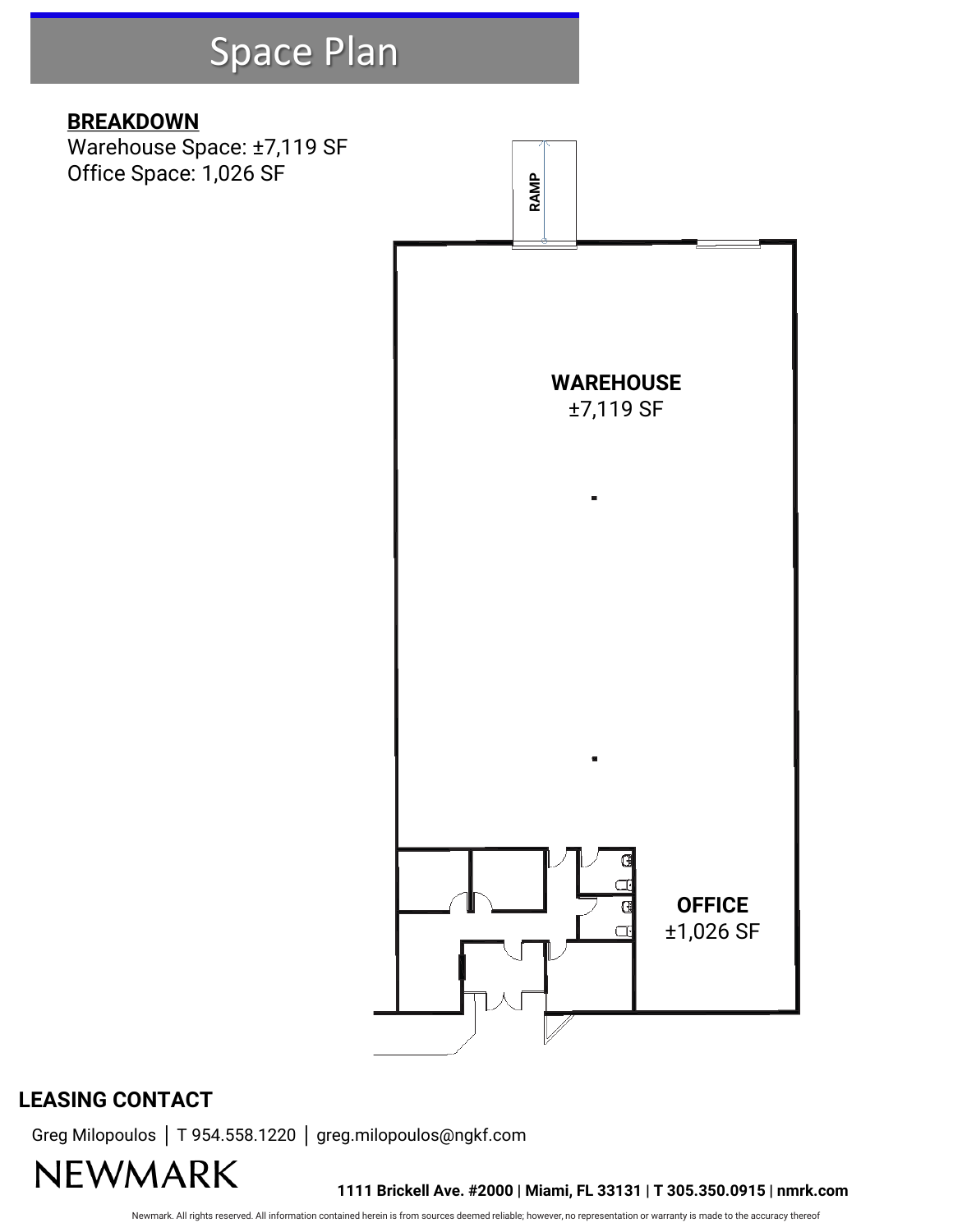# Space Plan

**BREAKDOWN**

Warehouse Space: ±7,119 SF
Office Space: 1,026 SF

RAMP

**WAREHOUSE**
±7,119 SF

**OFFICE**
±1,026 SF

## LEASING CONTACT

Greg Milopoulos | T 954.558.1220 | greg.milopoulos@ngkf.com

NEWMARK

**1111 Brickell Ave. #2000 | Miami, FL 33131 | T 305.350.0915 | nmrk.com**

Newmark. All rights reserved. All information contained herein is from sources deemed reliable; however, no representation or warranty is made to the accuracy thereof